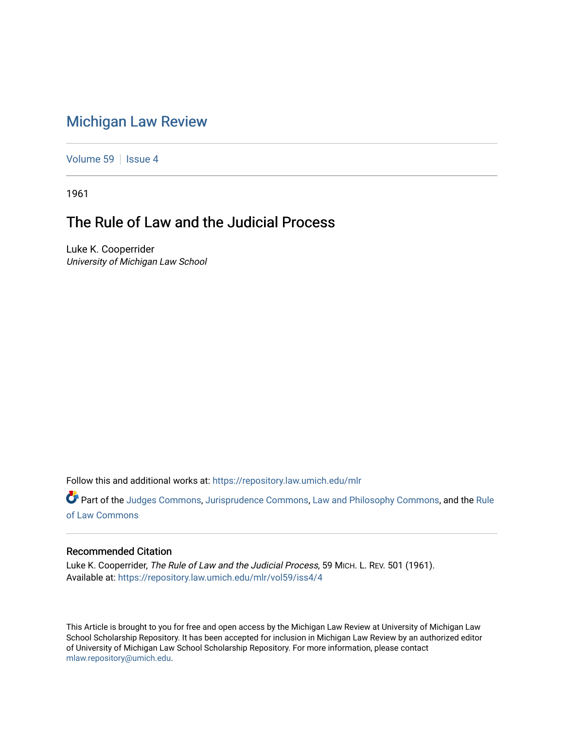# Michigan Law Review

Volume 59 | Issue 4

1961

## The Rule of Law and the Judicial Process

Luke K. Cooperrider
*University of Michigan Law School*

Follow this and additional works at: https://repository.law.umich.edu/mlr

Part of the Judges Commons, Jurisprudence Commons, Law and Philosophy Commons, and the Rule of Law Commons

### Recommended Citation

Luke K. Cooperrider, *The Rule of Law and the Judicial Process*, 59 MICH. L. REV. 501 (1961).
Available at: https://repository.law.umich.edu/mlr/vol59/iss4/4

This Article is brought to you for free and open access by the Michigan Law Review at University of Michigan Law School Scholarship Repository. It has been accepted for inclusion in Michigan Law Review by an authorized editor of University of Michigan Law School Scholarship Repository. For more information, please contact mlaw.repository@umich.edu.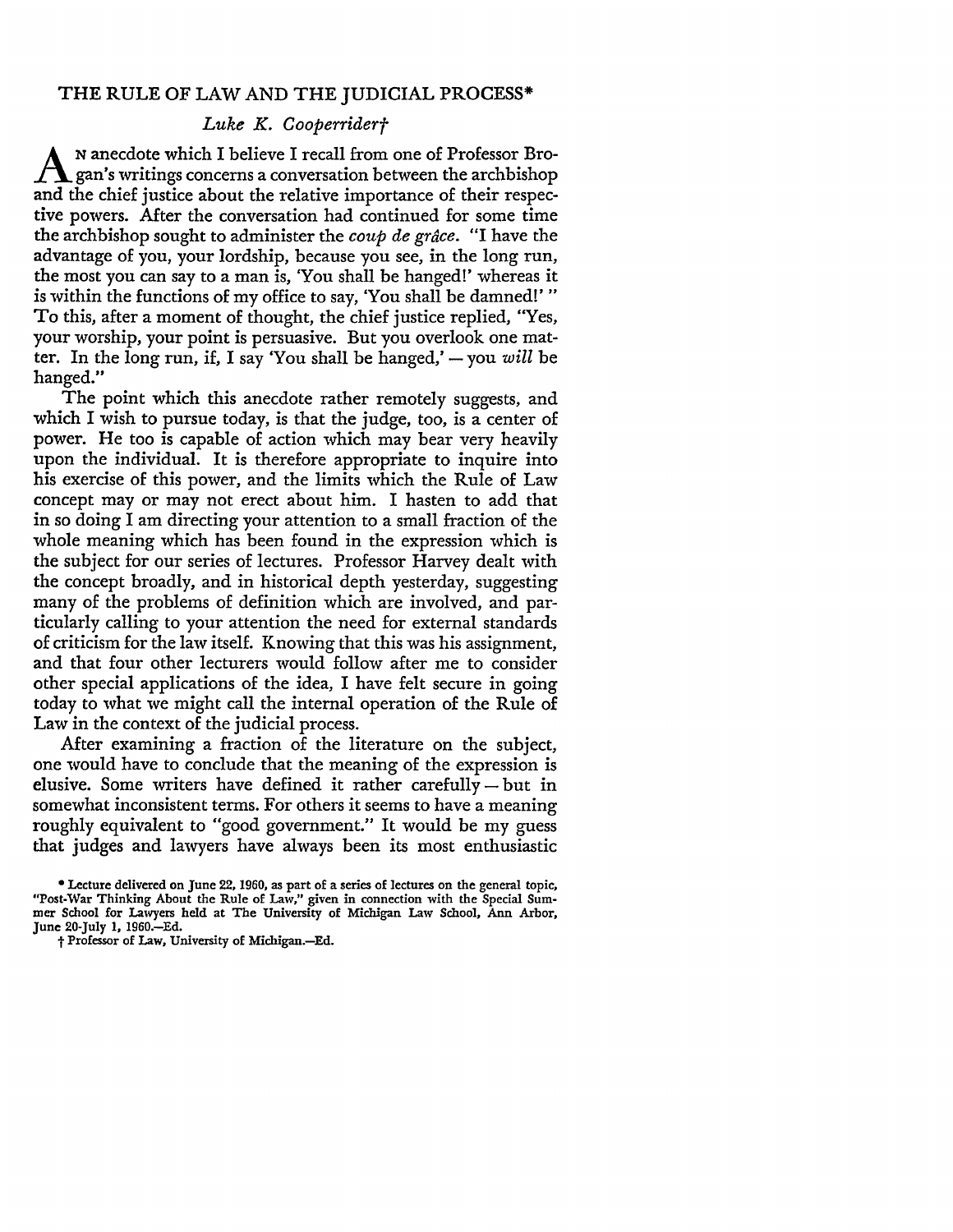# THE RULE OF LAW AND THE JUDICIAL PROCESS*

*Luke K. Cooperrider†*

An anecdote which I believe I recall from one of Professor Brogan's writings concerns a conversation between the archbishop and the chief justice about the relative importance of their respective powers. After the conversation had continued for some time the archbishop sought to administer the *coup de grâce*. "I have the advantage of you, your lordship, because you see, in the long run, the most you can say to a man is, 'You shall be hanged!' whereas it is within the functions of my office to say, 'You shall be damned!' " To this, after a moment of thought, the chief justice replied, "Yes, your worship, your point is persuasive. But you overlook one matter. In the long run, if, I say 'You shall be hanged,' — you *will* be hanged."

The point which this anecdote rather remotely suggests, and which I wish to pursue today, is that the judge, too, is a center of power. He too is capable of action which may bear very heavily upon the individual. It is therefore appropriate to inquire into his exercise of this power, and the limits which the Rule of Law concept may or may not erect about him. I hasten to add that in so doing I am directing your attention to a small fraction of the whole meaning which has been found in the expression which is the subject for our series of lectures. Professor Harvey dealt with the concept broadly, and in historical depth yesterday, suggesting many of the problems of definition which are involved, and particularly calling to your attention the need for external standards of criticism for the law itself. Knowing that this was his assignment, and that four other lecturers would follow after me to consider other special applications of the idea, I have felt secure in going today to what we might call the internal operation of the Rule of Law in the context of the judicial process.

After examining a fraction of the literature on the subject, one would have to conclude that the meaning of the expression is elusive. Some writers have defined it rather carefully — but in somewhat inconsistent terms. For others it seems to have a meaning roughly equivalent to "good government." It would be my guess that judges and lawyers have always been its most enthusiastic

* Lecture delivered on June 22, 1960, as part of a series of lectures on the general topic, "Post-War Thinking About the Rule of Law," given in connection with the Special Summer School for Lawyers held at The University of Michigan Law School, Ann Arbor, June 20-July 1, 1960.—Ed.

† Professor of Law, University of Michigan.—Ed.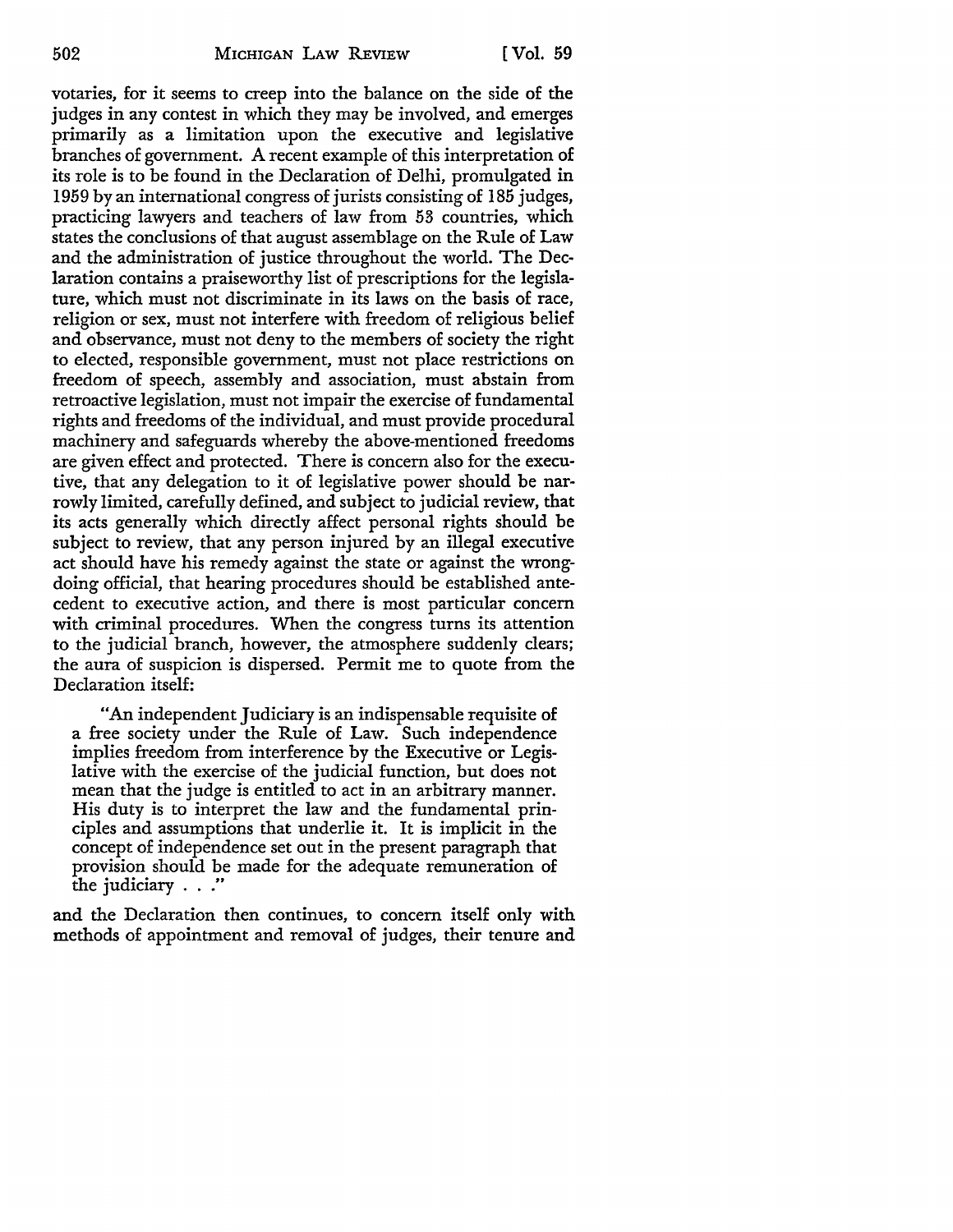votaries, for it seems to creep into the balance on the side of the judges in any contest in which they may be involved, and emerges primarily as a limitation upon the executive and legislative branches of government. A recent example of this interpretation of its role is to be found in the Declaration of Delhi, promulgated in 1959 by an international congress of jurists consisting of 185 judges, practicing lawyers and teachers of law from 53 countries, which states the conclusions of that august assemblage on the Rule of Law and the administration of justice throughout the world. The Declaration contains a praiseworthy list of prescriptions for the legislature, which must not discriminate in its laws on the basis of race, religion or sex, must not interfere with freedom of religious belief and observance, must not deny to the members of society the right to elected, responsible government, must not place restrictions on freedom of speech, assembly and association, must abstain from retroactive legislation, must not impair the exercise of fundamental rights and freedoms of the individual, and must provide procedural machinery and safeguards whereby the above-mentioned freedoms are given effect and protected. There is concern also for the executive, that any delegation to it of legislative power should be narrowly limited, carefully defined, and subject to judicial review, that its acts generally which directly affect personal rights should be subject to review, that any person injured by an illegal executive act should have his remedy against the state or against the wrongdoing official, that hearing procedures should be established antecedent to executive action, and there is most particular concern with criminal procedures. When the congress turns its attention to the judicial branch, however, the atmosphere suddenly clears; the aura of suspicion is dispersed. Permit me to quote from the Declaration itself:

> "An independent Judiciary is an indispensable requisite of a free society under the Rule of Law. Such independence implies freedom from interference by the Executive or Legislative with the exercise of the judicial function, but does not mean that the judge is entitled to act in an arbitrary manner. His duty is to interpret the law and the fundamental principles and assumptions that underlie it. It is implicit in the concept of independence set out in the present paragraph that provision should be made for the adequate remuneration of the judiciary . . ."

and the Declaration then continues, to concern itself only with methods of appointment and removal of judges, their tenure and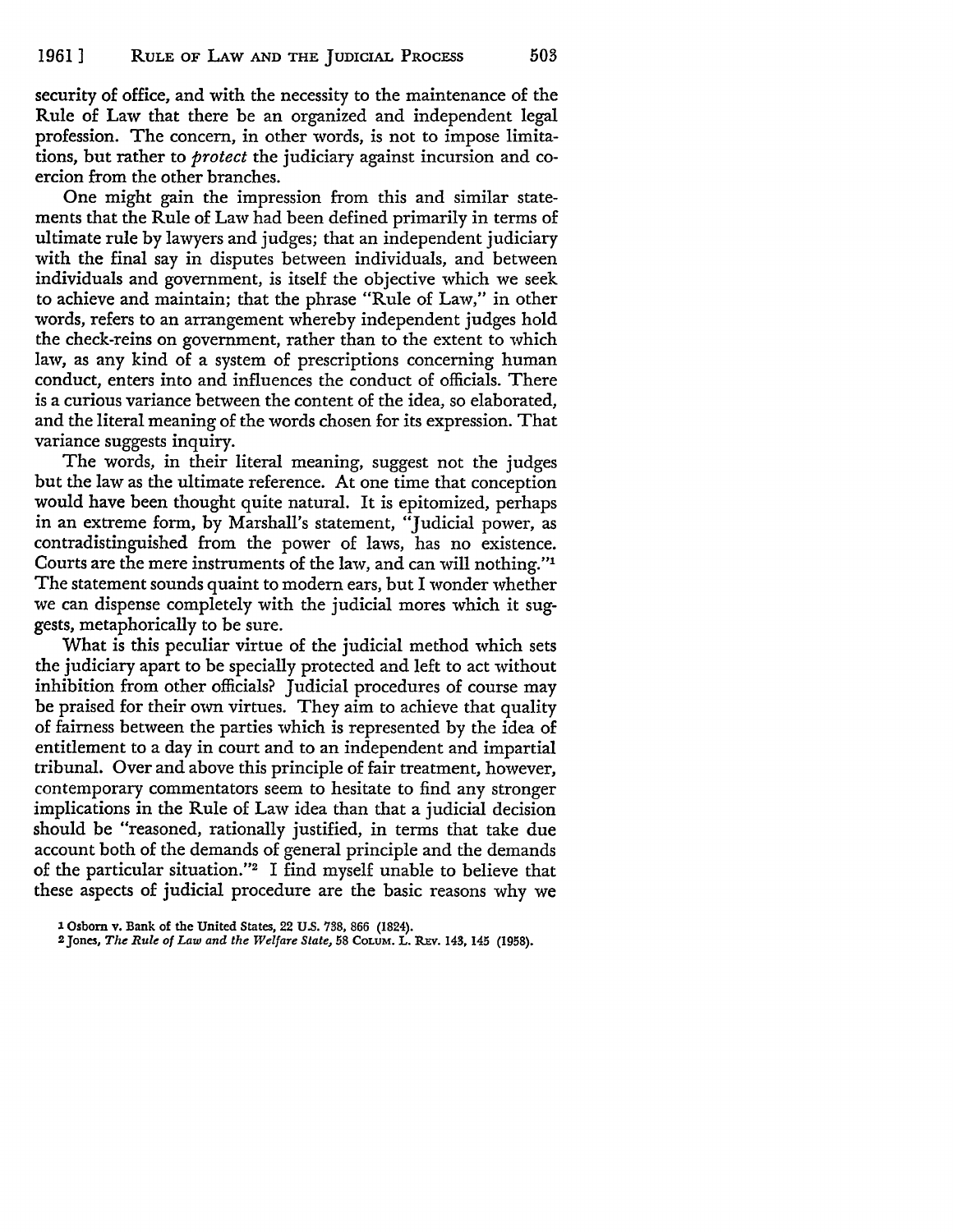security of office, and with the necessity to the maintenance of the Rule of Law that there be an organized and independent legal profession. The concern, in other words, is not to impose limitations, but rather to *protect* the judiciary against incursion and coercion from the other branches.

One might gain the impression from this and similar statements that the Rule of Law had been defined primarily in terms of ultimate rule by lawyers and judges; that an independent judiciary with the final say in disputes between individuals, and between individuals and government, is itself the objective which we seek to achieve and maintain; that the phrase "Rule of Law," in other words, refers to an arrangement whereby independent judges hold the check-reins on government, rather than to the extent to which law, as any kind of a system of prescriptions concerning human conduct, enters into and influences the conduct of officials. There is a curious variance between the content of the idea, so elaborated, and the literal meaning of the words chosen for its expression. That variance suggests inquiry.

The words, in their literal meaning, suggest not the judges but the law as the ultimate reference. At one time that conception would have been thought quite natural. It is epitomized, perhaps in an extreme form, by Marshall's statement, "Judicial power, as contradistinguished from the power of laws, has no existence. Courts are the mere instruments of the law, and can will nothing."[1] The statement sounds quaint to modern ears, but I wonder whether we can dispense completely with the judicial mores which it suggests, metaphorically to be sure.

What is this peculiar virtue of the judicial method which sets the judiciary apart to be specially protected and left to act without inhibition from other officials? Judicial procedures of course may be praised for their own virtues. They aim to achieve that quality of fairness between the parties which is represented by the idea of entitlement to a day in court and to an independent and impartial tribunal. Over and above this principle of fair treatment, however, contemporary commentators seem to hesitate to find any stronger implications in the Rule of Law idea than that a judicial decision should be "reasoned, rationally justified, in terms that take due account both of the demands of general principle and the demands of the particular situation."[2] I find myself unable to believe that these aspects of judicial procedure are the basic reasons why we

[1] Osborn v. Bank of the United States, 22 U.S. 738, 866 (1824).

[2] Jones, *The Rule of Law and the Welfare State*, 58 COLUM. L. REV. 143, 145 (1958).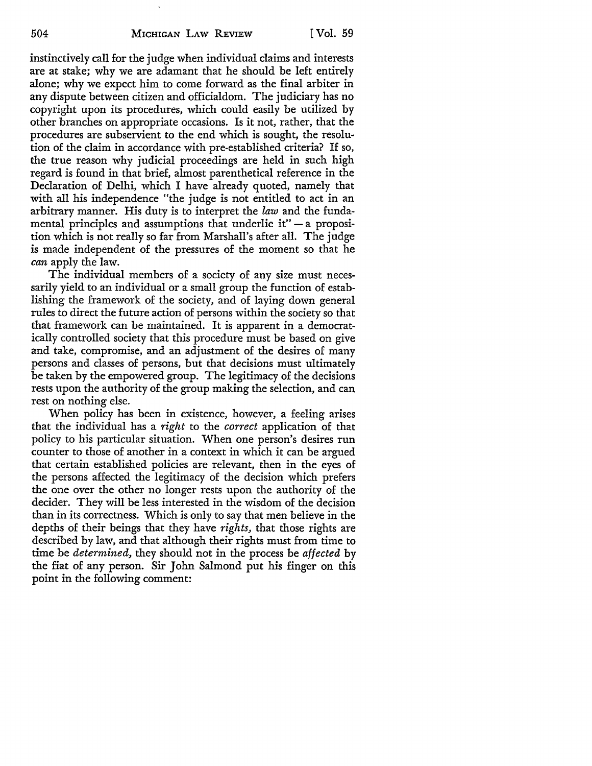instinctively call for the judge when individual claims and interests are at stake; why we are adamant that he should be left entirely alone; why we expect him to come forward as the final arbiter in any dispute between citizen and officialdom. The judiciary has no copyright upon its procedures, which could easily be utilized by other branches on appropriate occasions. Is it not, rather, that the procedures are subservient to the end which is sought, the resolution of the claim in accordance with pre-established criteria? If so, the true reason why judicial proceedings are held in such high regard is found in that brief, almost parenthetical reference in the Declaration of Delhi, which I have already quoted, namely that with all his independence "the judge is not entitled to act in an arbitrary manner. His duty is to interpret the *law* and the fundamental principles and assumptions that underlie it" — a proposition which is not really so far from Marshall's after all. The judge is made independent of the pressures of the moment so that he *can* apply the law.

The individual members of a society of any size must necessarily yield to an individual or a small group the function of establishing the framework of the society, and of laying down general rules to direct the future action of persons within the society so that that framework can be maintained. It is apparent in a democratically controlled society that this procedure must be based on give and take, compromise, and an adjustment of the desires of many persons and classes of persons, but that decisions must ultimately be taken by the empowered group. The legitimacy of the decisions rests upon the authority of the group making the selection, and can rest on nothing else.

When policy has been in existence, however, a feeling arises that the individual has a *right* to the *correct* application of that policy to his particular situation. When one person's desires run counter to those of another in a context in which it can be argued that certain established policies are relevant, then in the eyes of the persons affected the legitimacy of the decision which prefers the one over the other no longer rests upon the authority of the decider. They will be less interested in the wisdom of the decision than in its correctness. Which is only to say that men believe in the depths of their beings that they have *rights,* that those rights are described by law, and that although their rights must from time to time be *determined,* they should not in the process be *affected* by the fiat of any person. Sir John Salmond put his finger on this point in the following comment: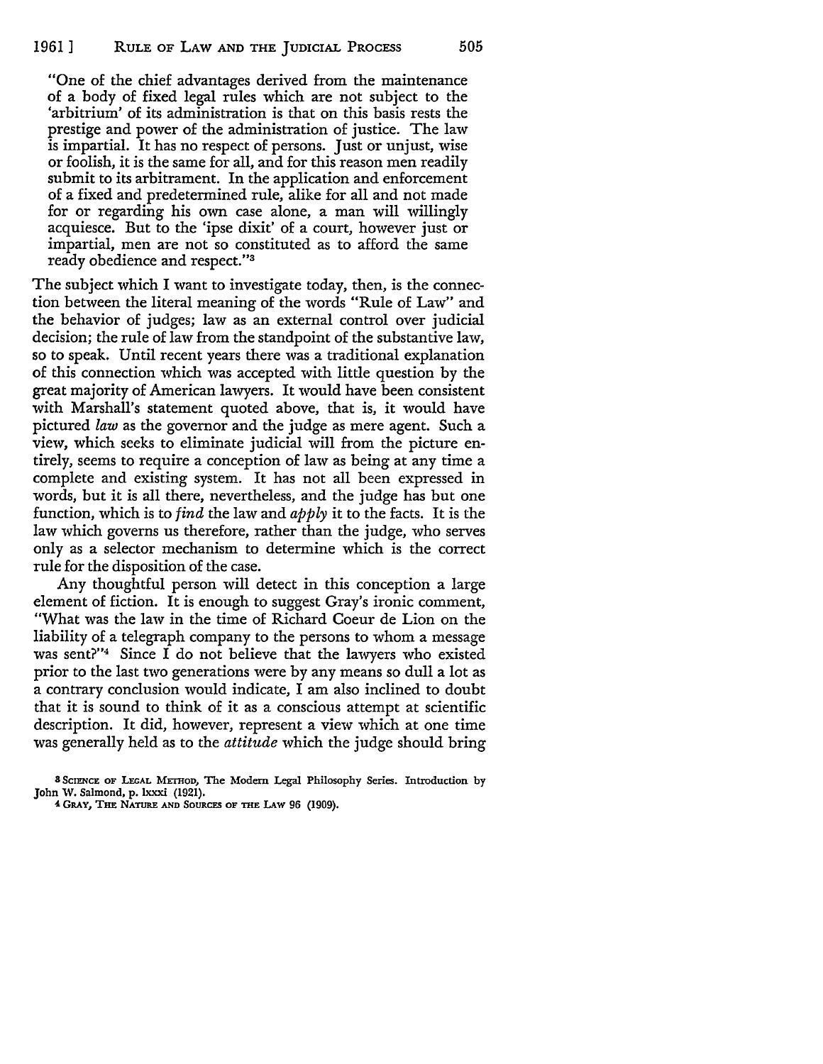"One of the chief advantages derived from the maintenance of a body of fixed legal rules which are not subject to the 'arbitrium' of its administration is that on this basis rests the prestige and power of the administration of justice. The law is impartial. It has no respect of persons. Just or unjust, wise or foolish, it is the same for all, and for this reason men readily submit to its arbitrament. In the application and enforcement of a fixed and predetermined rule, alike for all and not made for or regarding his own case alone, a man will willingly acquiesce. But to the 'ipse dixit' of a court, however just or impartial, men are not so constituted as to afford the same ready obedience and respect."[3]

The subject which I want to investigate today, then, is the connection between the literal meaning of the words "Rule of Law" and the behavior of judges; law as an external control over judicial decision; the rule of law from the standpoint of the substantive law, so to speak. Until recent years there was a traditional explanation of this connection which was accepted with little question by the great majority of American lawyers. It would have been consistent with Marshall's statement quoted above, that is, it would have pictured *law* as the governor and the judge as mere agent. Such a view, which seeks to eliminate judicial will from the picture entirely, seems to require a conception of law as being at any time a complete and existing system. It has not all been expressed in words, but it is all there, nevertheless, and the judge has but one function, which is to *find* the law and *apply* it to the facts. It is the law which governs us therefore, rather than the judge, who serves only as a selector mechanism to determine which is the correct rule for the disposition of the case.

Any thoughtful person will detect in this conception a large element of fiction. It is enough to suggest Gray's ironic comment, "What was the law in the time of Richard Coeur de Lion on the liability of a telegraph company to the persons to whom a message was sent?"[4] Since I do not believe that the lawyers who existed prior to the last two generations were by any means so dull a lot as a contrary conclusion would indicate, I am also inclined to doubt that it is sound to think of it as a conscious attempt at scientific description. It did, however, represent a view which at one time was generally held as to the *attitude* which the judge should bring

[3] SCIENCE OF LEGAL METHOD, The Modern Legal Philosophy Series. Introduction by John W. Salmond, p. lxxxi (1921).

[4] GRAY, THE NATURE AND SOURCES OF THE LAW 96 (1909).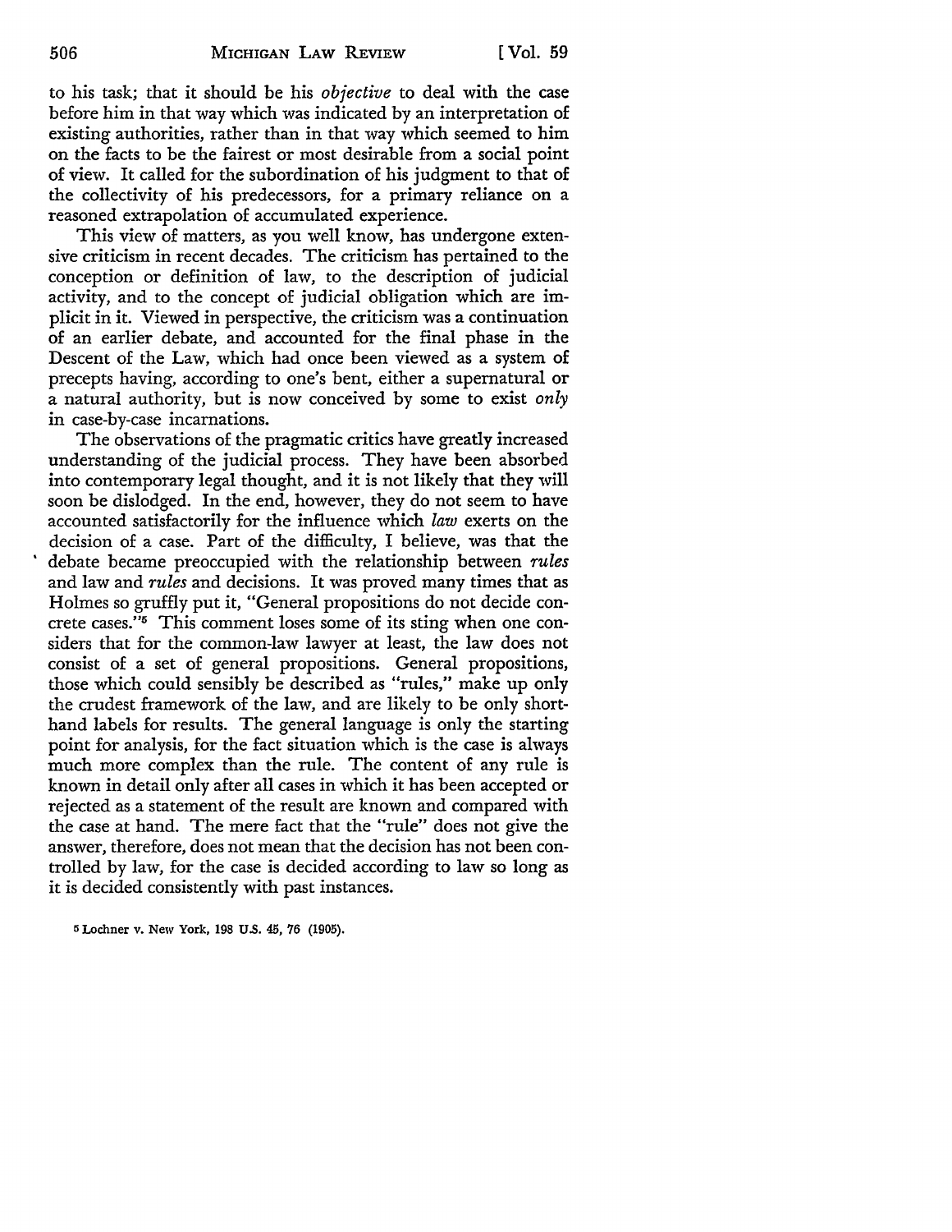to his task; that it should be his *objective* to deal with the case before him in that way which was indicated by an interpretation of existing authorities, rather than in that way which seemed to him on the facts to be the fairest or most desirable from a social point of view. It called for the subordination of his judgment to that of the collectivity of his predecessors, for a primary reliance on a reasoned extrapolation of accumulated experience.

This view of matters, as you well know, has undergone extensive criticism in recent decades. The criticism has pertained to the conception or definition of law, to the description of judicial activity, and to the concept of judicial obligation which are implicit in it. Viewed in perspective, the criticism was a continuation of an earlier debate, and accounted for the final phase in the Descent of the Law, which had once been viewed as a system of precepts having, according to one's bent, either a supernatural or a natural authority, but is now conceived by some to exist *only* in case-by-case incarnations.

The observations of the pragmatic critics have greatly increased understanding of the judicial process. They have been absorbed into contemporary legal thought, and it is not likely that they will soon be dislodged. In the end, however, they do not seem to have accounted satisfactorily for the influence which *law* exerts on the decision of a case. Part of the difficulty, I believe, was that the debate became preoccupied with the relationship between *rules* and law and *rules* and decisions. It was proved many times that as Holmes so gruffly put it, "General propositions do not decide concrete cases."[5] This comment loses some of its sting when one considers that for the common-law lawyer at least, the law does not consist of a set of general propositions. General propositions, those which could sensibly be described as "rules," make up only the crudest framework of the law, and are likely to be only shorthand labels for results. The general language is only the starting point for analysis, for the fact situation which is the case is always much more complex than the rule. The content of any rule is known in detail only after all cases in which it has been accepted or rejected as a statement of the result are known and compared with the case at hand. The mere fact that the "rule" does not give the answer, therefore, does not mean that the decision has not been controlled by law, for the case is decided according to law so long as it is decided consistently with past instances.

[5] Lochner v. New York, 198 U.S. 45, 76 (1905).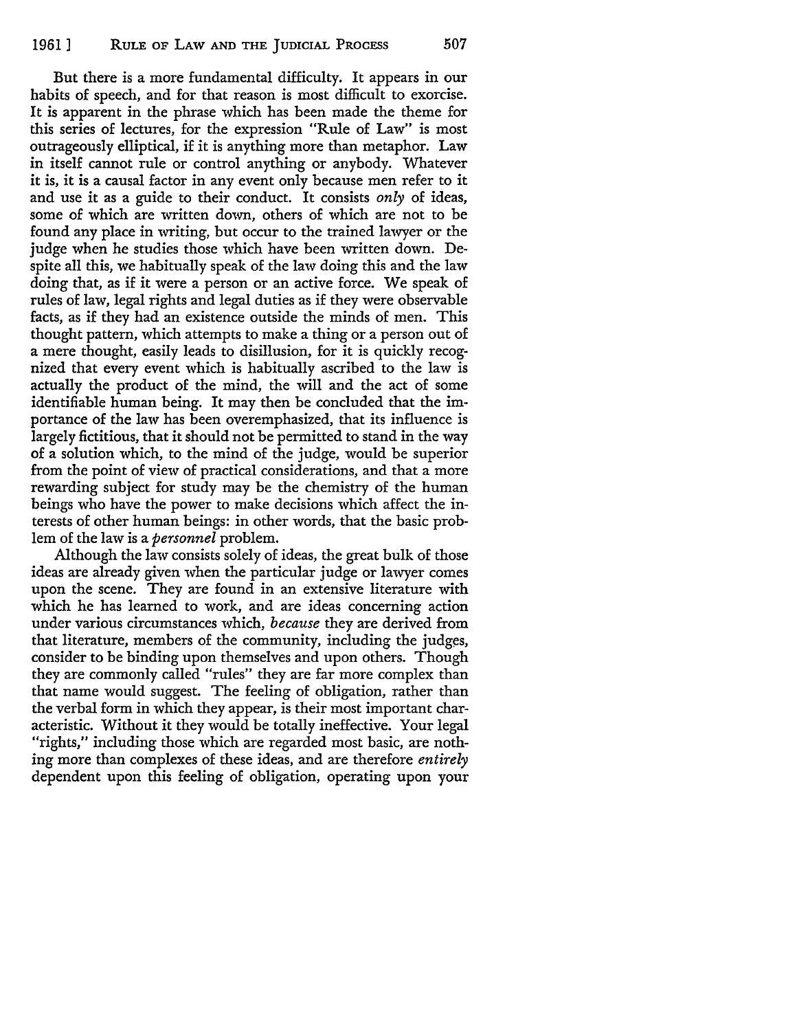But there is a more fundamental difficulty. It appears in our habits of speech, and for that reason is most difficult to exorcise. It is apparent in the phrase which has been made the theme for this series of lectures, for the expression "Rule of Law" is most outrageously elliptical, if it is anything more than metaphor. Law in itself cannot rule or control anything or anybody. Whatever it is, it is a causal factor in any event only because men refer to it and use it as a guide to their conduct. It consists *only* of ideas, some of which are written down, others of which are not to be found any place in writing, but occur to the trained lawyer or the judge when he studies those which have been written down. Despite all this, we habitually speak of the law doing this and the law doing that, as if it were a person or an active force. We speak of rules of law, legal rights and legal duties as if they were observable facts, as if they had an existence outside the minds of men. This thought pattern, which attempts to make a thing or a person out of a mere thought, easily leads to disillusion, for it is quickly recognized that every event which is habitually ascribed to the law is actually the product of the mind, the will and the act of some identifiable human being. It may then be concluded that the importance of the law has been overemphasized, that its influence is largely fictitious, that it should not be permitted to stand in the way of a solution which, to the mind of the judge, would be superior from the point of view of practical considerations, and that a more rewarding subject for study may be the chemistry of the human beings who have the power to make decisions which affect the interests of other human beings: in other words, that the basic problem of the law is a *personnel* problem.

Although the law consists solely of ideas, the great bulk of those ideas are already given when the particular judge or lawyer comes upon the scene. They are found in an extensive literature with which he has learned to work, and are ideas concerning action under various circumstances which, *because* they are derived from that literature, members of the community, including the judges, consider to be binding upon themselves and upon others. Though they are commonly called "rules" they are far more complex than that name would suggest. The feeling of obligation, rather than the verbal form in which they appear, is their most important characteristic. Without it they would be totally ineffective. Your legal "rights," including those which are regarded most basic, are nothing more than complexes of these ideas, and are therefore *entirely* dependent upon this feeling of obligation, operating upon your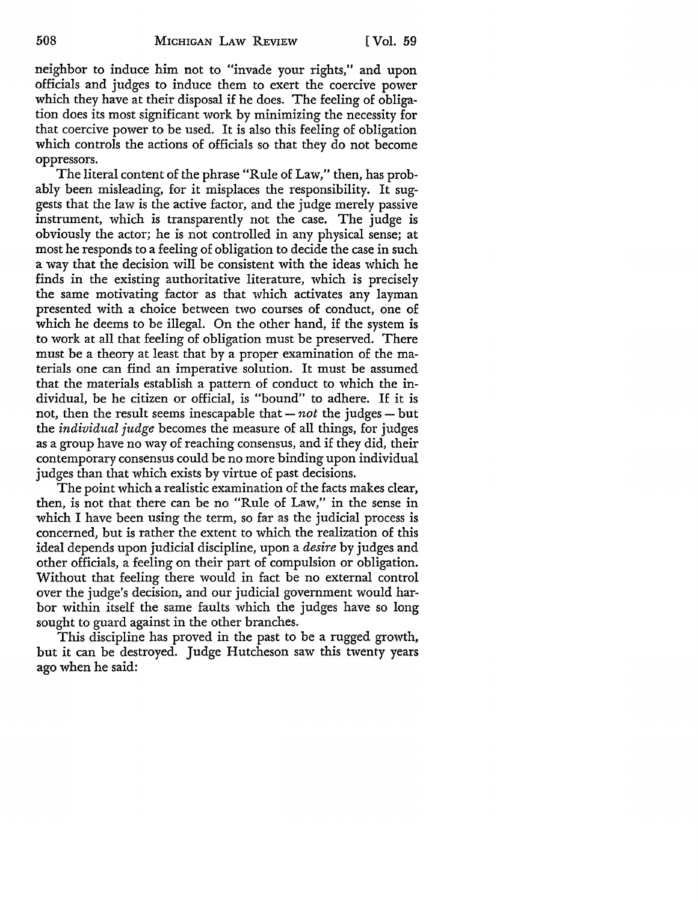neighbor to induce him not to "invade your rights," and upon officials and judges to induce them to exert the coercive power which they have at their disposal if he does. The feeling of obligation does its most significant work by minimizing the necessity for that coercive power to be used. It is also this feeling of obligation which controls the actions of officials so that they do not become oppressors.

The literal content of the phrase "Rule of Law," then, has probably been misleading, for it misplaces the responsibility. It suggests that the law is the active factor, and the judge merely passive instrument, which is transparently not the case. The judge is obviously the actor; he is not controlled in any physical sense; at most he responds to a feeling of obligation to decide the case in such a way that the decision will be consistent with the ideas which he finds in the existing authoritative literature, which is precisely the same motivating factor as that which activates any layman presented with a choice between two courses of conduct, one of which he deems to be illegal. On the other hand, if the system is to work at all that feeling of obligation must be preserved. There must be a theory at least that by a proper examination of the materials one can find an imperative solution. It must be assumed that the materials establish a pattern of conduct to which the individual, be he citizen or official, is "bound" to adhere. If it is not, then the result seems inescapable that — *not* the judges — but the *individual judge* becomes the measure of all things, for judges as a group have no way of reaching consensus, and if they did, their contemporary consensus could be no more binding upon individual judges than that which exists by virtue of past decisions.

The point which a realistic examination of the facts makes clear, then, is not that there can be no "Rule of Law," in the sense in which I have been using the term, so far as the judicial process is concerned, but is rather the extent to which the realization of this ideal depends upon judicial discipline, upon a *desire* by judges and other officials, a feeling on their part of compulsion or obligation. Without that feeling there would in fact be no external control over the judge's decision, and our judicial government would harbor within itself the same faults which the judges have so long sought to guard against in the other branches.

This discipline has proved in the past to be a rugged growth, but it can be destroyed. Judge Hutcheson saw this twenty years ago when he said: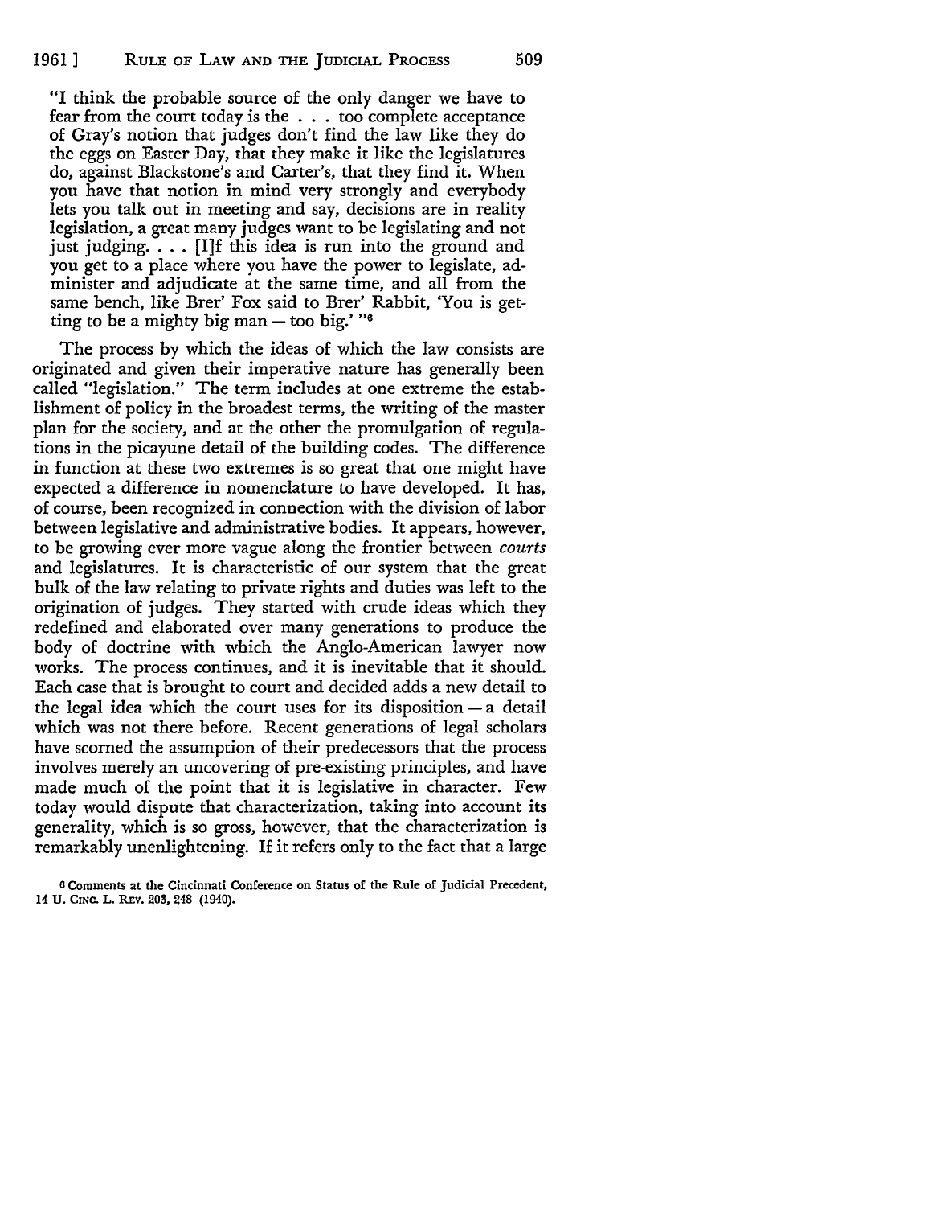"I think the probable source of the only danger we have to fear from the court today is the . . . too complete acceptance of Gray's notion that judges don't find the law like they do the eggs on Easter Day, that they make it like the legislatures do, against Blackstone's and Carter's, that they find it. When you have that notion in mind very strongly and everybody lets you talk out in meeting and say, decisions are in reality legislation, a great many judges want to be legislating and not just judging. . . . [I]f this idea is run into the ground and you get to a place where you have the power to legislate, administer and adjudicate at the same time, and all from the same bench, like Brer' Fox said to Brer' Rabbit, 'You is getting to be a mighty big man — too big.' "[6]

The process by which the ideas of which the law consists are originated and given their imperative nature has generally been called "legislation." The term includes at one extreme the establishment of policy in the broadest terms, the writing of the master plan for the society, and at the other the promulgation of regulations in the picayune detail of the building codes. The difference in function at these two extremes is so great that one might have expected a difference in nomenclature to have developed. It has, of course, been recognized in connection with the division of labor between legislative and administrative bodies. It appears, however, to be growing ever more vague along the frontier between *courts* and legislatures. It is characteristic of our system that the great bulk of the law relating to private rights and duties was left to the origination of judges. They started with crude ideas which they redefined and elaborated over many generations to produce the body of doctrine with which the Anglo-American lawyer now works. The process continues, and it is inevitable that it should. Each case that is brought to court and decided adds a new detail to the legal idea which the court uses for its disposition — a detail which was not there before. Recent generations of legal scholars have scorned the assumption of their predecessors that the process involves merely an uncovering of pre-existing principles, and have made much of the point that it is legislative in character. Few today would dispute that characterization, taking into account its generality, which is so gross, however, that the characterization is remarkably unenlightening. If it refers only to the fact that a large

[6] Comments at the Cincinnati Conference on Status of the Rule of Judicial Precedent, 14 U. CINC. L. REV. 203, 248 (1940).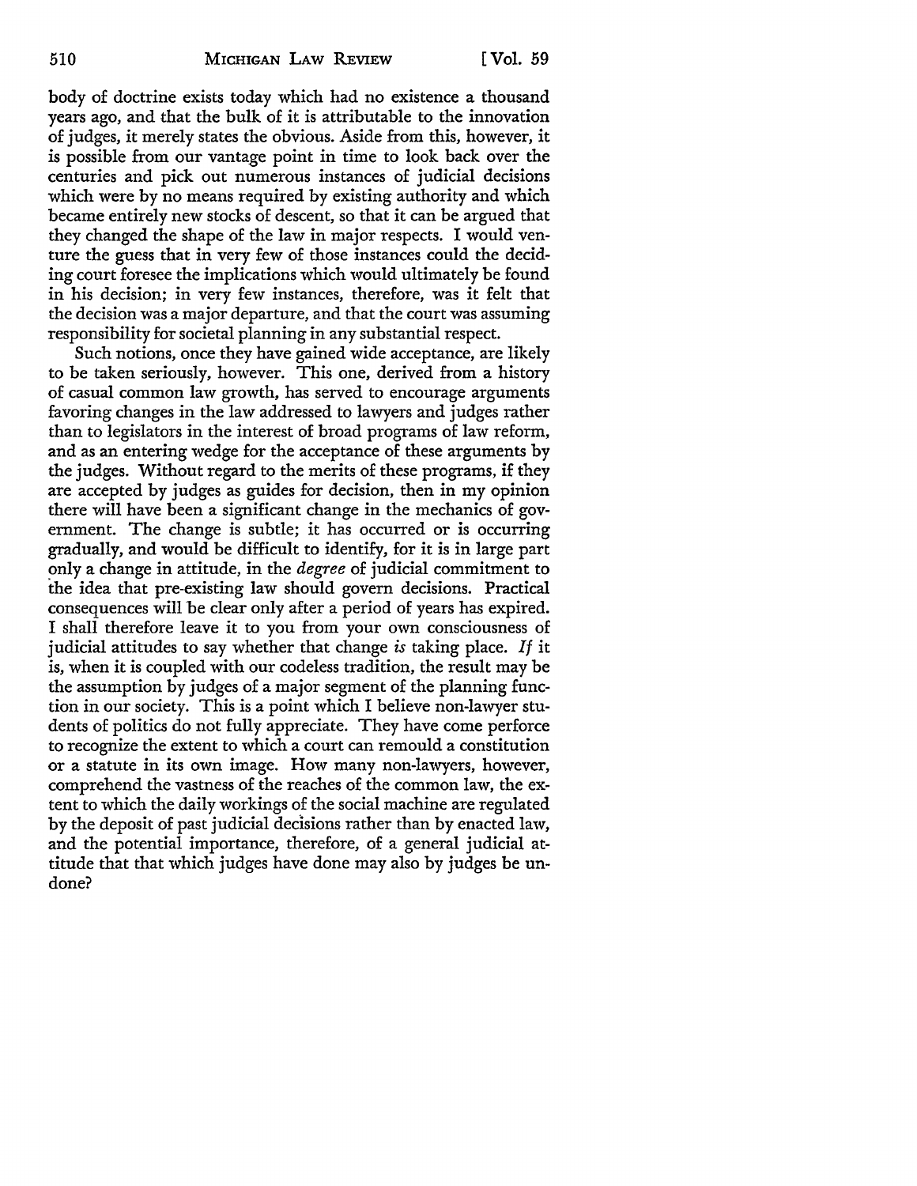body of doctrine exists today which had no existence a thousand years ago, and that the bulk of it is attributable to the innovation of judges, it merely states the obvious. Aside from this, however, it is possible from our vantage point in time to look back over the centuries and pick out numerous instances of judicial decisions which were by no means required by existing authority and which became entirely new stocks of descent, so that it can be argued that they changed the shape of the law in major respects. I would venture the guess that in very few of those instances could the deciding court foresee the implications which would ultimately be found in his decision; in very few instances, therefore, was it felt that the decision was a major departure, and that the court was assuming responsibility for societal planning in any substantial respect.

Such notions, once they have gained wide acceptance, are likely to be taken seriously, however. This one, derived from a history of casual common law growth, has served to encourage arguments favoring changes in the law addressed to lawyers and judges rather than to legislators in the interest of broad programs of law reform, and as an entering wedge for the acceptance of these arguments by the judges. Without regard to the merits of these programs, if they are accepted by judges as guides for decision, then in my opinion there will have been a significant change in the mechanics of government. The change is subtle; it has occurred or is occurring gradually, and would be difficult to identify, for it is in large part only a change in attitude, in the *degree* of judicial commitment to the idea that pre-existing law should govern decisions. Practical consequences will be clear only after a period of years has expired. I shall therefore leave it to you from your own consciousness of judicial attitudes to say whether that change *is* taking place. *If* it is, when it is coupled with our codeless tradition, the result may be the assumption by judges of a major segment of the planning function in our society. This is a point which I believe non-lawyer students of politics do not fully appreciate. They have come perforce to recognize the extent to which a court can remould a constitution or a statute in its own image. How many non-lawyers, however, comprehend the vastness of the reaches of the common law, the extent to which the daily workings of the social machine are regulated by the deposit of past judicial decisions rather than by enacted law, and the potential importance, therefore, of a general judicial attitude that that which judges have done may also by judges be undone?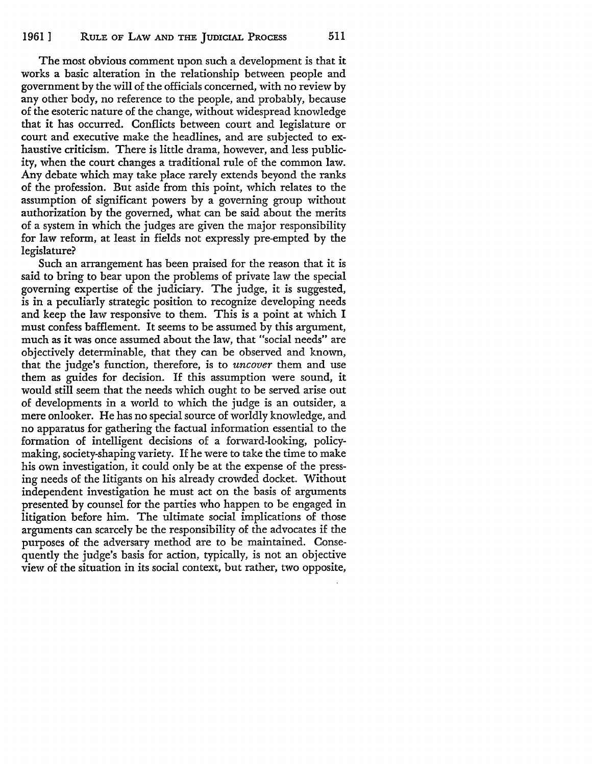The most obvious comment upon such a development is that it works a basic alteration in the relationship between people and government by the will of the officials concerned, with no review by any other body, no reference to the people, and probably, because of the esoteric nature of the change, without widespread knowledge that it has occurred. Conflicts between court and legislature or court and executive make the headlines, and are subjected to exhaustive criticism. There is little drama, however, and less publicity, when the court changes a traditional rule of the common law. Any debate which may take place rarely extends beyond the ranks of the profession. But aside from this point, which relates to the assumption of significant powers by a governing group without authorization by the governed, what can be said about the merits of a system in which the judges are given the major responsibility for law reform, at least in fields not expressly pre-empted by the legislature?

Such an arrangement has been praised for the reason that it is said to bring to bear upon the problems of private law the special governing expertise of the judiciary. The judge, it is suggested, is in a peculiarly strategic position to recognize developing needs and keep the law responsive to them. This is a point at which I must confess bafflement. It seems to be assumed by this argument, much as it was once assumed about the law, that "social needs" are objectively determinable, that they can be observed and known, that the judge's function, therefore, is to *uncover* them and use them as guides for decision. If this assumption were sound, it would still seem that the needs which ought to be served arise out of developments in a world to which the judge is an outsider, a mere onlooker. He has no special source of worldly knowledge, and no apparatus for gathering the factual information essential to the formation of intelligent decisions of a forward-looking, policy-making, society-shaping variety. If he were to take the time to make his own investigation, it could only be at the expense of the pressing needs of the litigants on his already crowded docket. Without independent investigation he must act on the basis of arguments presented by counsel for the parties who happen to be engaged in litigation before him. The ultimate social implications of those arguments can scarcely be the responsibility of the advocates if the purposes of the adversary method are to be maintained. Consequently the judge's basis for action, typically, is not an objective view of the situation in its social context, but rather, two opposite,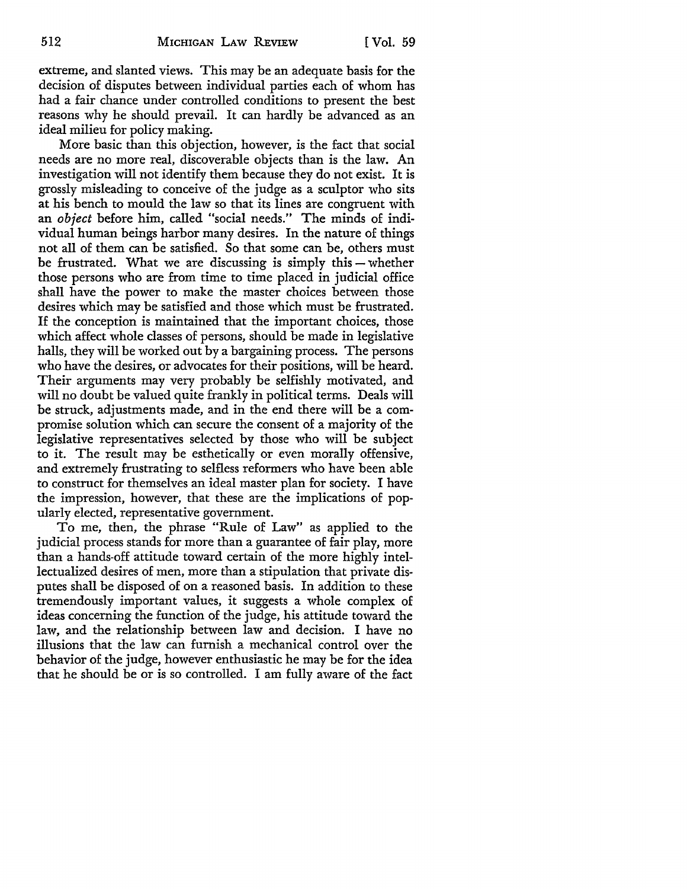extreme, and slanted views. This may be an adequate basis for the decision of disputes between individual parties each of whom has had a fair chance under controlled conditions to present the best reasons why he should prevail. It can hardly be advanced as an ideal milieu for policy making.

More basic than this objection, however, is the fact that social needs are no more real, discoverable objects than is the law. An investigation will not identify them because they do not exist. It is grossly misleading to conceive of the judge as a sculptor who sits at his bench to mould the law so that its lines are congruent with an *object* before him, called "social needs." The minds of individual human beings harbor many desires. In the nature of things not all of them can be satisfied. So that some can be, others must be frustrated. What we are discussing is simply this — whether those persons who are from time to time placed in judicial office shall have the power to make the master choices between those desires which may be satisfied and those which must be frustrated. If the conception is maintained that the important choices, those which affect whole classes of persons, should be made in legislative halls, they will be worked out by a bargaining process. The persons who have the desires, or advocates for their positions, will be heard. Their arguments may very probably be selfishly motivated, and will no doubt be valued quite frankly in political terms. Deals will be struck, adjustments made, and in the end there will be a compromise solution which can secure the consent of a majority of the legislative representatives selected by those who will be subject to it. The result may be esthetically or even morally offensive, and extremely frustrating to selfless reformers who have been able to construct for themselves an ideal master plan for society. I have the impression, however, that these are the implications of popularly elected, representative government.

To me, then, the phrase "Rule of Law" as applied to the judicial process stands for more than a guarantee of fair play, more than a hands-off attitude toward certain of the more highly intellectualized desires of men, more than a stipulation that private disputes shall be disposed of on a reasoned basis. In addition to these tremendously important values, it suggests a whole complex of ideas concerning the function of the judge, his attitude toward the law, and the relationship between law and decision. I have no illusions that the law can furnish a mechanical control over the behavior of the judge, however enthusiastic he may be for the idea that he should be or is so controlled. I am fully aware of the fact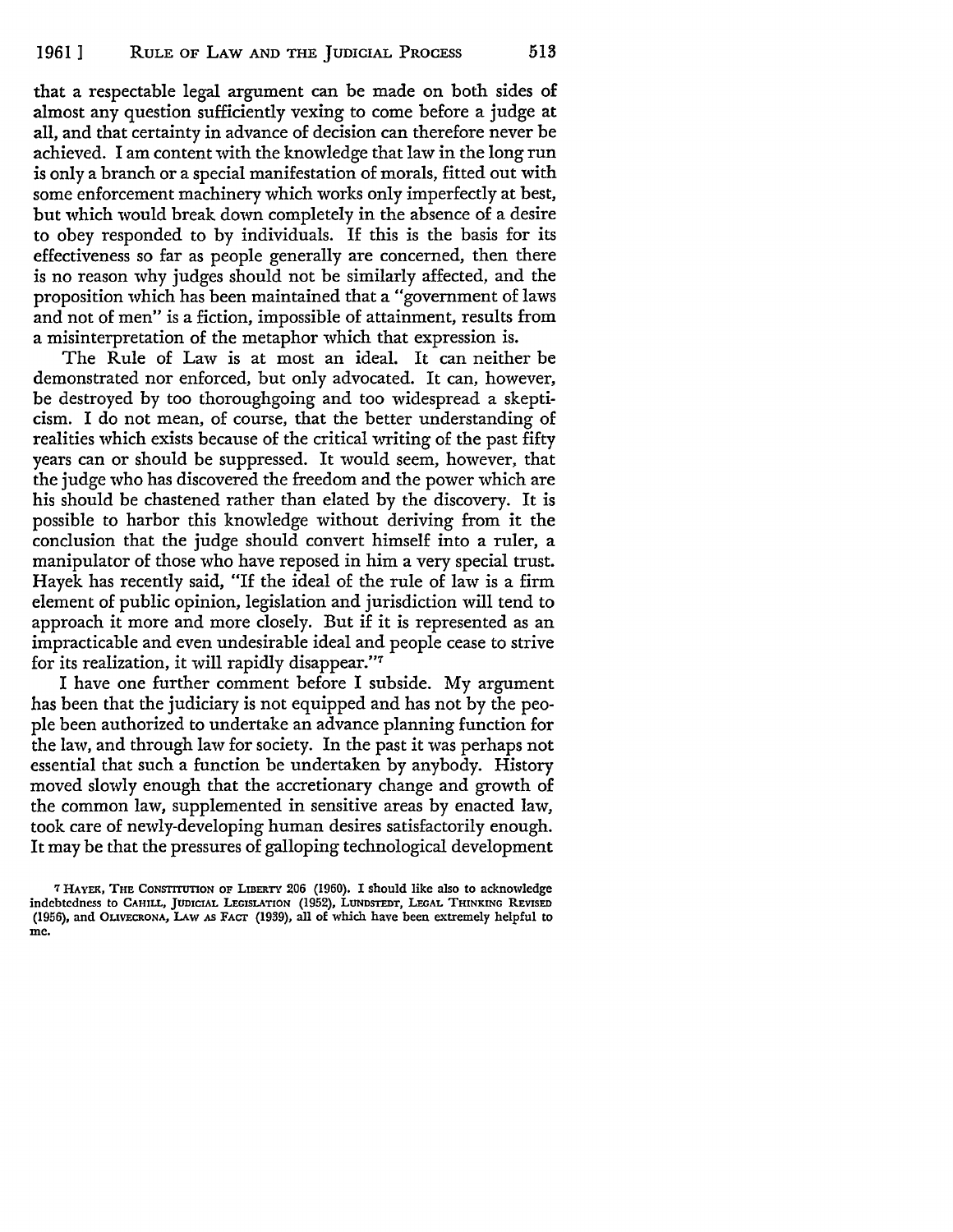that a respectable legal argument can be made on both sides of almost any question sufficiently vexing to come before a judge at all, and that certainty in advance of decision can therefore never be achieved. I am content with the knowledge that law in the long run is only a branch or a special manifestation of morals, fitted out with some enforcement machinery which works only imperfectly at best, but which would break down completely in the absence of a desire to obey responded to by individuals. If this is the basis for its effectiveness so far as people generally are concerned, then there is no reason why judges should not be similarly affected, and the proposition which has been maintained that a "government of laws and not of men" is a fiction, impossible of attainment, results from a misinterpretation of the metaphor which that expression is.

The Rule of Law is at most an ideal. It can neither be demonstrated nor enforced, but only advocated. It can, however, be destroyed by too thoroughgoing and too widespread a skepticism. I do not mean, of course, that the better understanding of realities which exists because of the critical writing of the past fifty years can or should be suppressed. It would seem, however, that the judge who has discovered the freedom and the power which are his should be chastened rather than elated by the discovery. It is possible to harbor this knowledge without deriving from it the conclusion that the judge should convert himself into a ruler, a manipulator of those who have reposed in him a very special trust. Hayek has recently said, "If the ideal of the rule of law is a firm element of public opinion, legislation and jurisdiction will tend to approach it more and more closely. But if it is represented as an impracticable and even undesirable ideal and people cease to strive for its realization, it will rapidly disappear."[7]

I have one further comment before I subside. My argument has been that the judiciary is not equipped and has not by the people been authorized to undertake an advance planning function for the law, and through law for society. In the past it was perhaps not essential that such a function be undertaken by anybody. History moved slowly enough that the accretionary change and growth of the common law, supplemented in sensitive areas by enacted law, took care of newly-developing human desires satisfactorily enough. It may be that the pressures of galloping technological development

[7] HAYEK, THE CONSTITUTION OF LIBERTY 206 (1960). I should like also to acknowledge indebtedness to CAHILL, JUDICIAL LEGISLATION (1952), LUNDSTEDT, LEGAL THINKING REVISED (1956), and OLIVECRONA, LAW AS FACT (1939), all of which have been extremely helpful to me.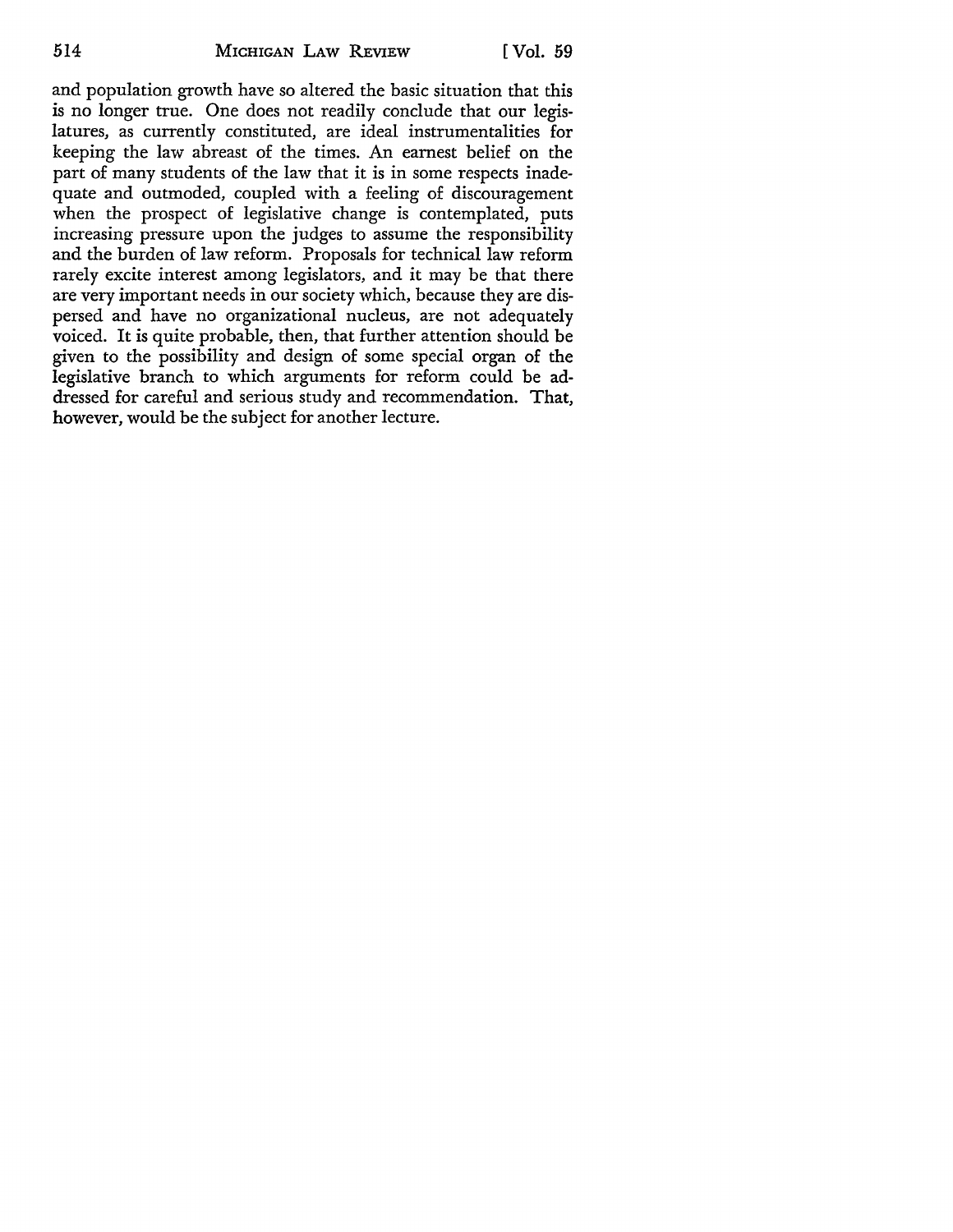and population growth have so altered the basic situation that this is no longer true. One does not readily conclude that our legislatures, as currently constituted, are ideal instrumentalities for keeping the law abreast of the times. An earnest belief on the part of many students of the law that it is in some respects inadequate and outmoded, coupled with a feeling of discouragement when the prospect of legislative change is contemplated, puts increasing pressure upon the judges to assume the responsibility and the burden of law reform. Proposals for technical law reform rarely excite interest among legislators, and it may be that there are very important needs in our society which, because they are dispersed and have no organizational nucleus, are not adequately voiced. It is quite probable, then, that further attention should be given to the possibility and design of some special organ of the legislative branch to which arguments for reform could be addressed for careful and serious study and recommendation. That, however, would be the subject for another lecture.